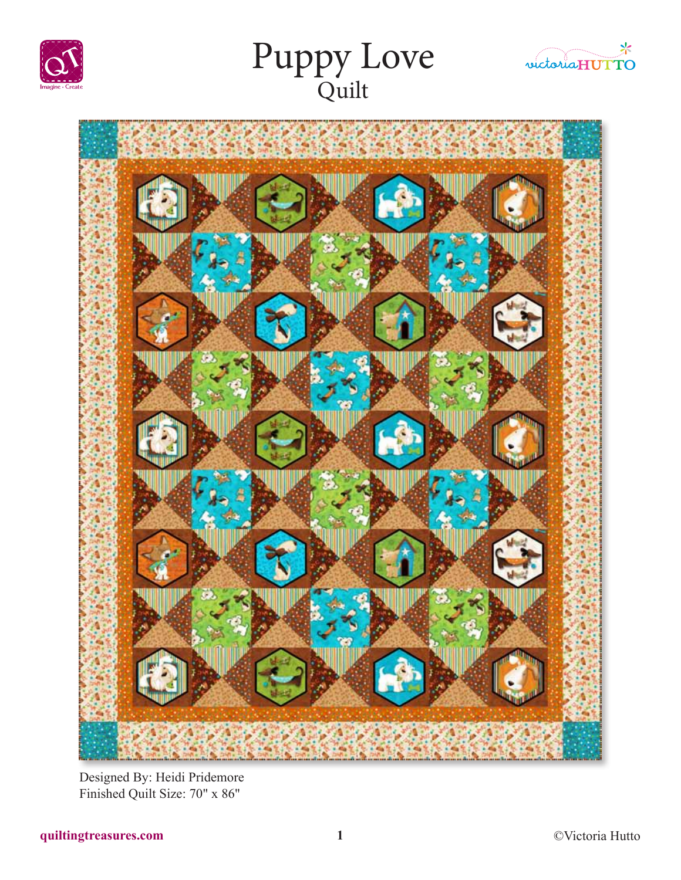# Puppy Love

## Quilt

Designed By: Heidi Pridemore
Finished Quilt Size: 70" x 86"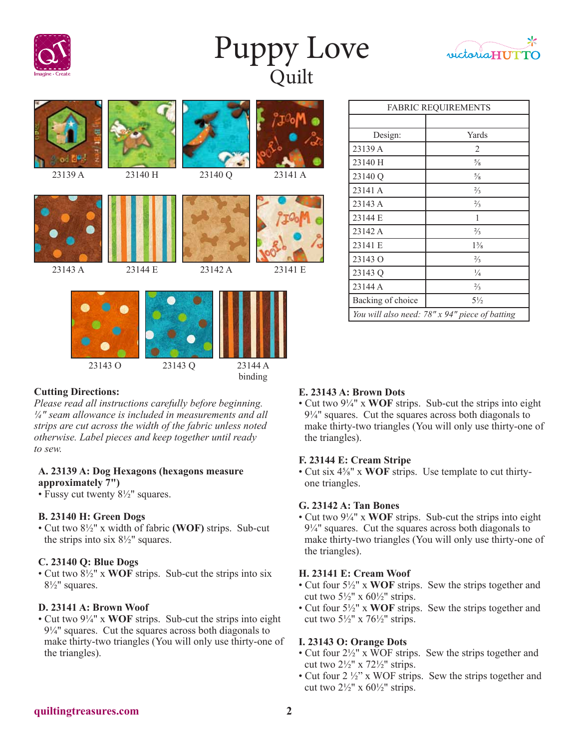# Puppy Love

## Quilt

23139 A

23140 H

23140 Q

23141 A

23143 A

23144 E

23142 A

23141 E

23143 O

23143 Q

23144 A binding

| FABRIC REQUIREMENTS | |
|---|---|
| | |
| Design: | Yards |
| 23139 A | 2 |
| 23140 H | ⅝ |
| 23140 Q | ⅝ |
| 23141 A | ⅔ |
| 23143 A | ⅔ |
| 23144 E | 1 |
| 23142 A | ⅔ |
| 23141 E | 1⅜ |
| 23143 O | ⅔ |
| 23143 Q | ¼ |
| 23144 A | ⅔ |
| Backing of choice | 5½ |
| *You will also need: 78" x 94" piece of batting* | |

**Cutting Directions:**

*Please read all instructions carefully before beginning. ¼" seam allowance is included in measurements and all strips are cut across the width of the fabric unless noted otherwise. Label pieces and keep together until ready to sew.*

**A. 23139 A: Dog Hexagons (hexagons measure approximately 7")**

- Fussy cut twenty 8½" squares.

**B. 23140 H: Green Dogs**

- Cut two 8½" x width of fabric **(WOF)** strips. Sub-cut the strips into six 8½" squares.

**C. 23140 Q: Blue Dogs**

- Cut two 8½" x **WOF** strips. Sub-cut the strips into six 8½" squares.

**D. 23141 A: Brown Woof**

- Cut two 9¼" x **WOF** strips. Sub-cut the strips into eight 9¼" squares. Cut the squares across both diagonals to make thirty-two triangles (You will only use thirty-one of the triangles).

**E. 23143 A: Brown Dots**

- Cut two 9¼" x **WOF** strips. Sub-cut the strips into eight 9¼" squares. Cut the squares across both diagonals to make thirty-two triangles (You will only use thirty-one of the triangles).

**F. 23144 E: Cream Stripe**

- Cut six 4⅝" x **WOF** strips. Use template to cut thirty-one triangles.

**G. 23142 A: Tan Bones**

- Cut two 9¼" x **WOF** strips. Sub-cut the strips into eight 9¼" squares. Cut the squares across both diagonals to make thirty-two triangles (You will only use thirty-one of the triangles).

**H. 23141 E: Cream Woof**

- Cut four 5½" x **WOF** strips. Sew the strips together and cut two 5½" x 60½" strips.
- Cut four 5½" x **WOF** strips. Sew the strips together and cut two 5½" x 76½" strips.

**I. 23143 O: Orange Dots**

- Cut four 2½" x WOF strips. Sew the strips together and cut two 2½" x 72½" strips.
- Cut four 2 ½" x WOF strips. Sew the strips together and cut two 2½" x 60½" strips.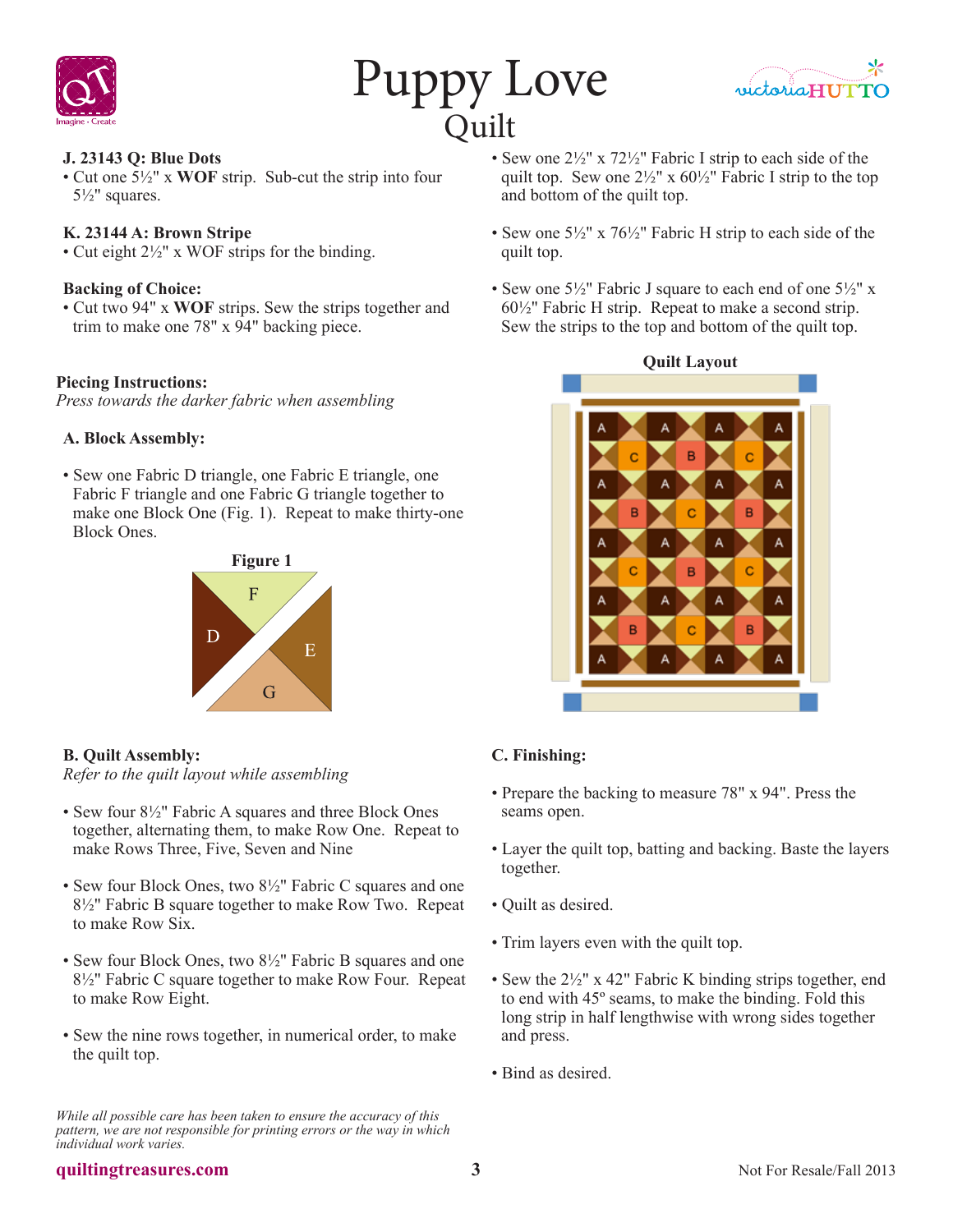# Puppy Love Quilt

**J. 23143 Q: Blue Dots**

- Cut one 5½" x **WOF** strip. Sub-cut the strip into four 5½" squares.

**K. 23144 A: Brown Stripe**

- Cut eight 2½" x WOF strips for the binding.

**Backing of Choice:**

- Cut two 94" x **WOF** strips. Sew the strips together and trim to make one 78" x 94" backing piece.

**Piecing Instructions:**

*Press towards the darker fabric when assembling*

**A. Block Assembly:**

- Sew one Fabric D triangle, one Fabric E triangle, one Fabric F triangle and one Fabric G triangle together to make one Block One (Fig. 1). Repeat to make thirty-one Block Ones.

**Figure 1**

**B. Quilt Assembly:**

*Refer to the quilt layout while assembling*

- Sew four 8½" Fabric A squares and three Block Ones together, alternating them, to make Row One. Repeat to make Rows Three, Five, Seven and Nine
- Sew four Block Ones, two 8½" Fabric C squares and one 8½" Fabric B square together to make Row Two. Repeat to make Row Six.
- Sew four Block Ones, two 8½" Fabric B squares and one 8½" Fabric C square together to make Row Four. Repeat to make Row Eight.
- Sew the nine rows together, in numerical order, to make the quilt top.

- Sew one 2½" x 72½" Fabric I strip to each side of the quilt top. Sew one 2½" x 60½" Fabric I strip to the top and bottom of the quilt top.
- Sew one 5½" x 76½" Fabric H strip to each side of the quilt top.
- Sew one 5½" Fabric J square to each end of one 5½" x 60½" Fabric H strip. Repeat to make a second strip. Sew the strips to the top and bottom of the quilt top.

**Quilt Layout**

**C. Finishing:**

- Prepare the backing to measure 78" x 94". Press the seams open.
- Layer the quilt top, batting and backing. Baste the layers together.
- Quilt as desired.
- Trim layers even with the quilt top.
- Sew the 2½" x 42" Fabric K binding strips together, end to end with 45º seams, to make the binding. Fold this long strip in half lengthwise with wrong sides together and press.
- Bind as desired.

*While all possible care has been taken to ensure the accuracy of this pattern, we are not responsible for printing errors or the way in which individual work varies.*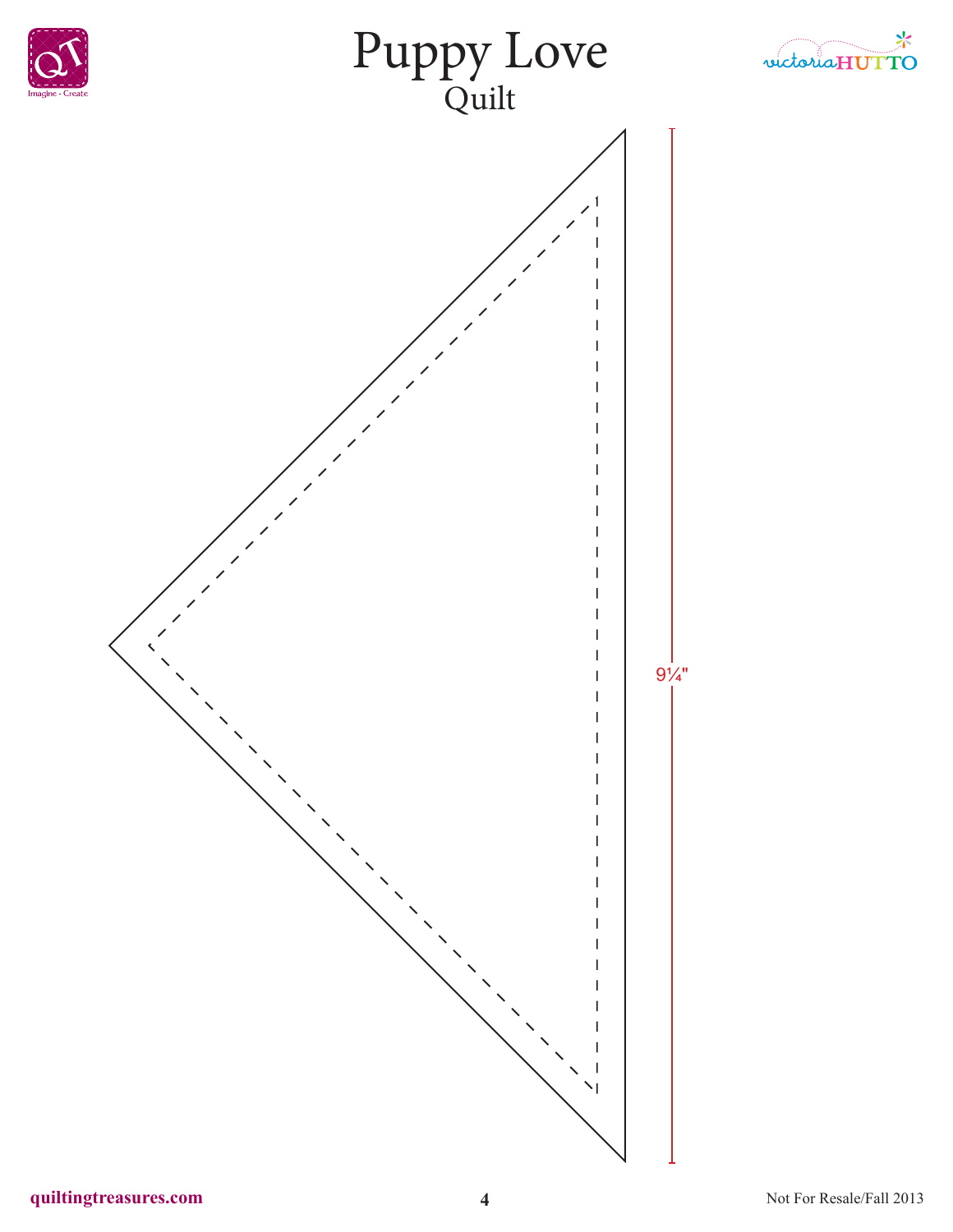# Puppy Love

## Quilt

9¼"

quiltingtreasures.com

Not For Resale/Fall 2013